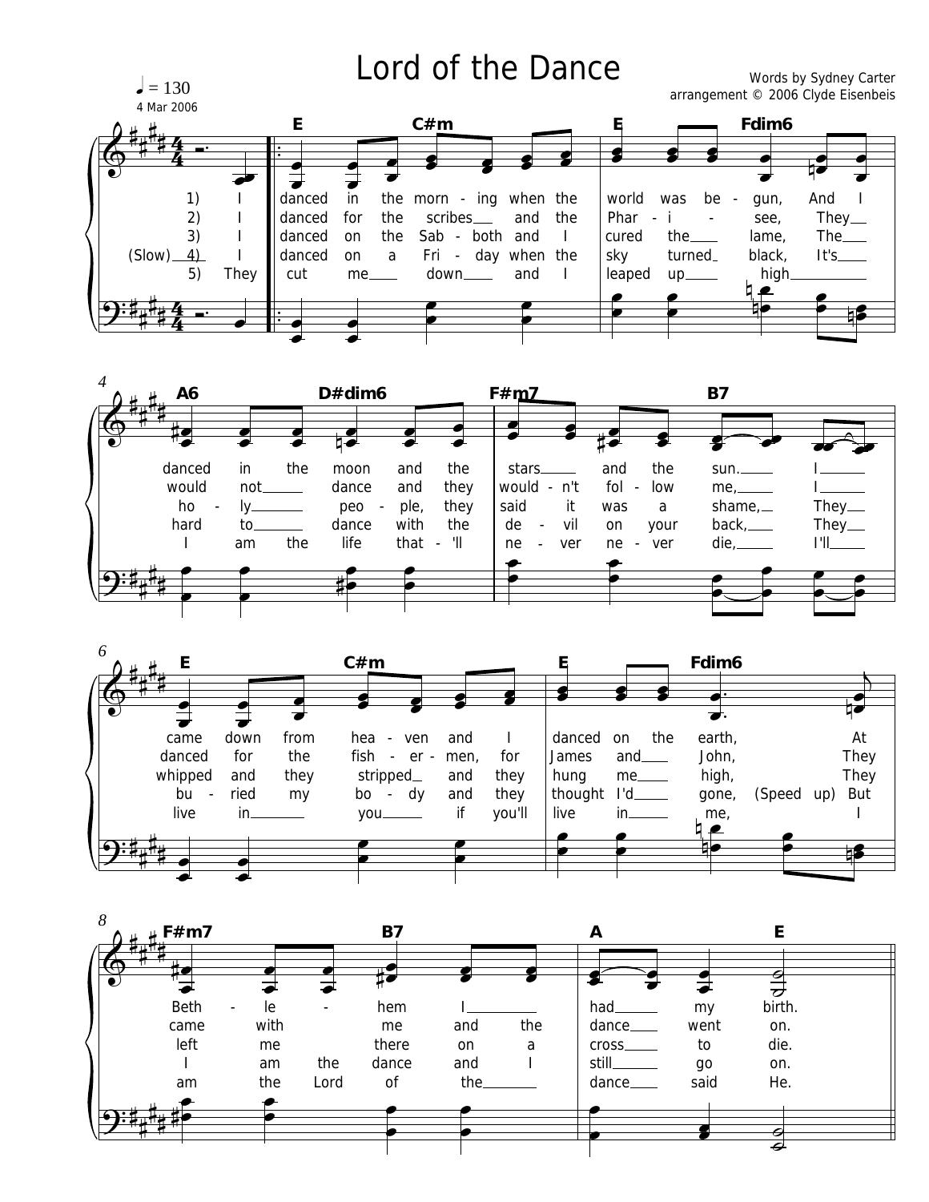# Lord of the Dance

Words by Sydney Carter
arrangement © 2006 Clyde Eisenbeis

♩ = 130
4 Mar 2006

E C#m E Fdim6 A6 D#dim6 F#m7 B7 E C#m E Fdim6 F#m7 B7 A E

1) I danced in the morn - ing when the world was be - gun, And I danced in the moon and the stars and the sun. I came down from hea - ven and I danced on the earth, At Beth - le - hem I had my birth.

2) I danced for the scribes and the Phar - i - see, They would not dance and they would - n't fol - low me, I danced for the fish - er - men, for James and John, They came with me and the dance went on.

3) I danced on the Sab - both and I cured the lame, The ho - ly peo - ple, they said it was a shame, They whipped and they stripped and they hung me high, They left me there on a cross to die.

(Slow) 4) I danced on a Fri - day when the sky turned black, It's hard to dance with the de - vil on your back, They bu - ried my bo - dy and they thought I'd gone, (Speed up) But I am the dance and I still go on.

5) They cut me down and I leaped up high I am the life that - 'll ne - ver ne - ver die, I'll live in you if you'll live in me, I am the Lord of the dance said He.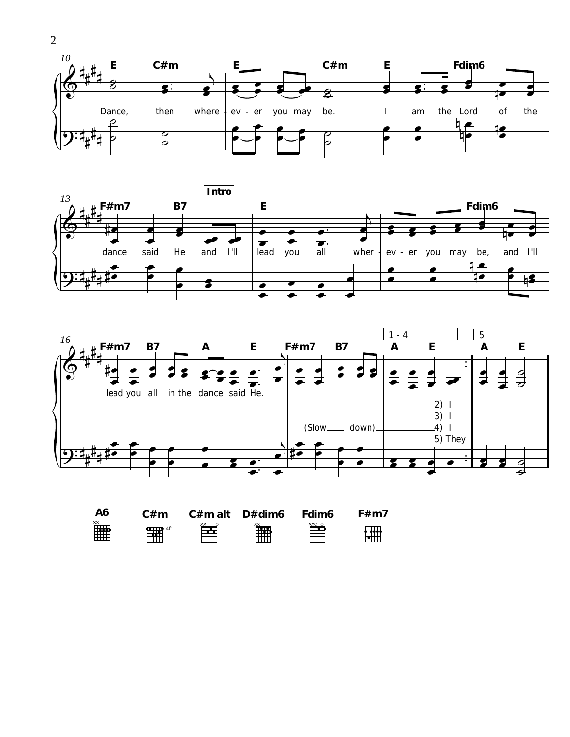10

E C#m E C#m E Fdim6

Dance, then where - ev - er you may be. I am the Lord of the

13

Intro

F#m7 B7 E Fdim6

dance said He and I'll lead you all wher - ev - er you may be, and I'll

16

1 - 4 5

F#m7 B7 A E F#m7 B7 A E A E

lead you all in the dance said He.

(Slow down)

2) I
3) I
4) I
5) They

A6 C#m C#m alt D#dim6 Fdim6 F#m7